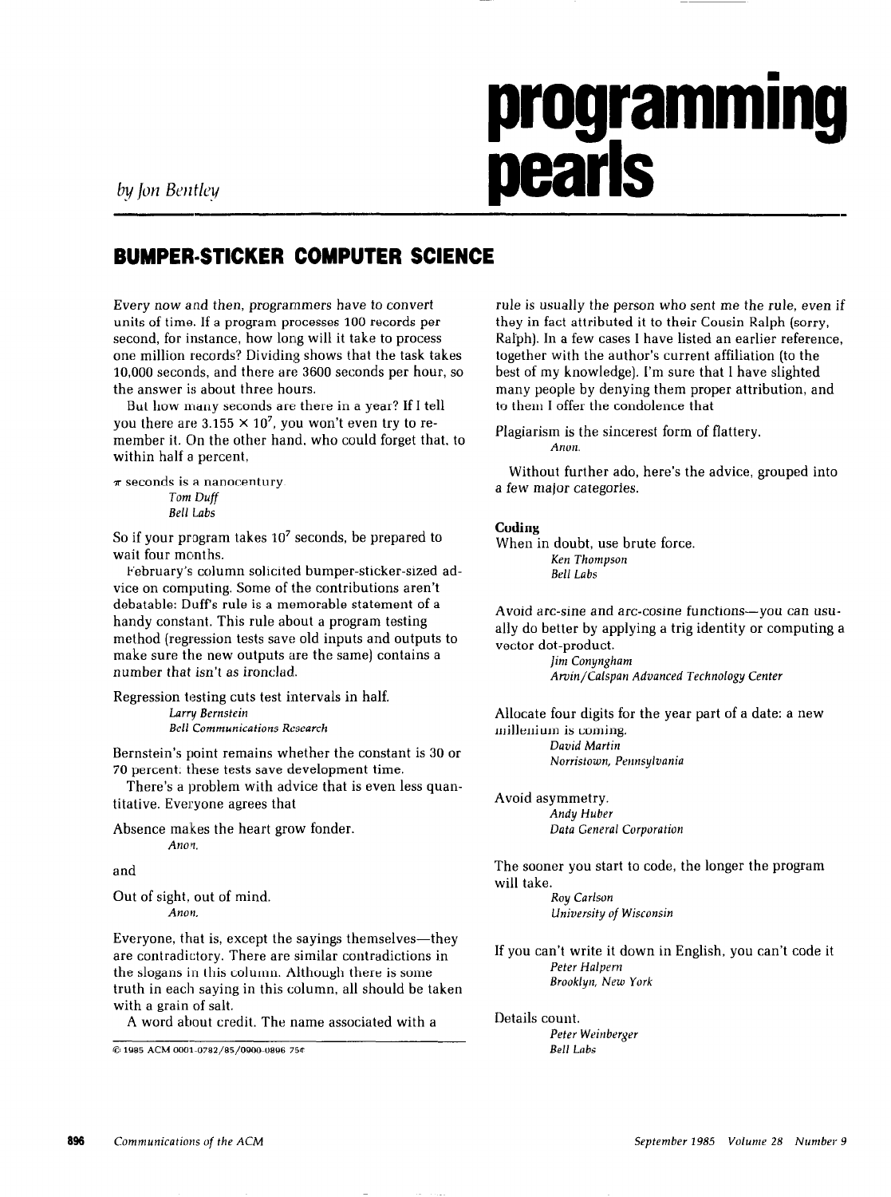# programming pearls

*by Jon Bentley*

## BUMPER-STICKER COMPUTER SCIENCE

Every now and then, programmers have to convert units of time. If a program processes 100 records per second, for instance, how long will it take to process one million records? Dividing shows that the task takes 10,000 seconds, and there are 3600 seconds per hour, so the answer is about three hours.

But how many seconds are there in a year? If I tell you there are $3.155 \times 10^7$, you won't even try to remember it. On the other hand, who could forget that, to within half a percent,

$\pi$ seconds is a nanocentury.
*Tom Duff*
*Bell Labs*

So if your program takes $10^7$ seconds, be prepared to wait four months.

February's column solicited bumper-sticker-sized advice on computing. Some of the contributions aren't debatable: Duff's rule is a memorable statement of a handy constant. This rule about a program testing method (regression tests save old inputs and outputs to make sure the new outputs are the same) contains a number that isn't as ironclad.

Regression testing cuts test intervals in half.
*Larry Bernstein*
*Bell Communications Research*

Bernstein's point remains whether the constant is 30 or 70 percent: these tests save development time.

There's a problem with advice that is even less quantitative. Everyone agrees that

Absence makes the heart grow fonder.
*Anon.*

and

Out of sight, out of mind.
*Anon.*

Everyone, that is, except the sayings themselves—they are contradictory. There are similar contradictions in the slogans in this column. Although there is some truth in each saying in this column, all should be taken with a grain of salt.

A word about credit. The name associated with a rule is usually the person who sent me the rule, even if they in fact attributed it to their Cousin Ralph (sorry, Ralph). In a few cases I have listed an earlier reference, together with the author's current affiliation (to the best of my knowledge). I'm sure that I have slighted many people by denying them proper attribution, and to them I offer the condolence that

Plagiarism is the sincerest form of flattery.
*Anon.*

Without further ado, here's the advice, grouped into a few major categories.

### Coding

When in doubt, use brute force.
*Ken Thompson*
*Bell Labs*

Avoid arc-sine and arc-cosine functions—you can usually do better by applying a trig identity or computing a vector dot-product.
*Jim Conyngham*
*Arvin/Calspan Advanced Technology Center*

Allocate four digits for the year part of a date: a new millenium is coming.
*David Martin*
*Norristown, Pennsylvania*

Avoid asymmetry.
*Andy Huber*
*Data General Corporation*

The sooner you start to code, the longer the program will take.
*Roy Carlson*
*University of Wisconsin*

If you can't write it down in English, you can't code it
*Peter Halpern*
*Brooklyn, New York*

Details count.
*Peter Weinberger*
*Bell Labs*

© 1985 ACM 0001-0782/85/0900-0896 75¢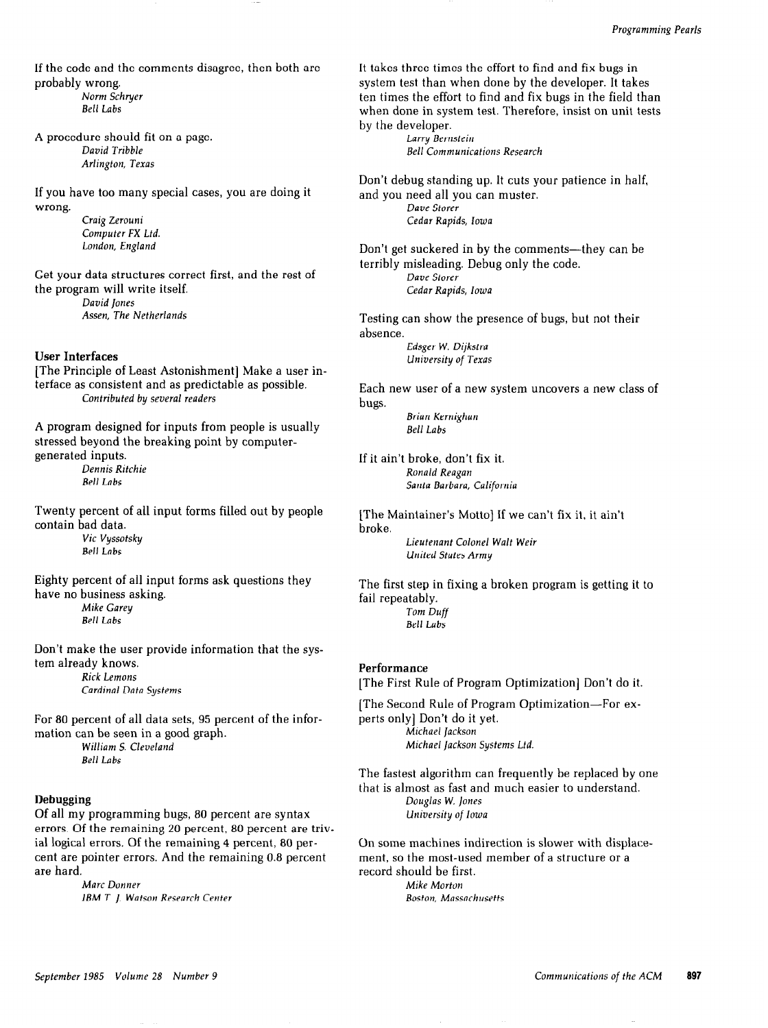If the code and the comments disagree, then both are probably wrong.

*Norm Schryer*
*Bell Labs*

A procedure should fit on a page.

*David Tribble*
*Arlington, Texas*

If you have too many special cases, you are doing it wrong.

*Craig Zerouni*
*Computer FX Ltd.*
*London, England*

Get your data structures correct first, and the rest of the program will write itself.

*David Jones*
*Assen, The Netherlands*

### User Interfaces

[The Principle of Least Astonishment] Make a user interface as consistent and as predictable as possible.

*Contributed by several readers*

A program designed for inputs from people is usually stressed beyond the breaking point by computer-generated inputs.

*Dennis Ritchie*
*Bell Labs*

Twenty percent of all input forms filled out by people contain bad data.

*Vic Vyssotsky*
*Bell Labs*

Eighty percent of all input forms ask questions they have no business asking.

*Mike Garey*
*Bell Labs*

Don't make the user provide information that the system already knows.

*Rick Lemons*
*Cardinal Data Systems*

For 80 percent of all data sets, 95 percent of the information can be seen in a good graph.

*William S. Cleveland*
*Bell Labs*

### Debugging

Of all my programming bugs, 80 percent are syntax errors. Of the remaining 20 percent, 80 percent are trivial logical errors. Of the remaining 4 percent, 80 percent are pointer errors. And the remaining 0.8 percent are hard.

*Marc Donner*
*IBM T. J. Watson Research Center*

It takes three times the effort to find and fix bugs in system test than when done by the developer. It takes ten times the effort to find and fix bugs in the field than when done in system test. Therefore, insist on unit tests by the developer.

*Larry Bernstein*
*Bell Communications Research*

Don't debug standing up. It cuts your patience in half, and you need all you can muster.

*Dave Storer*
*Cedar Rapids, Iowa*

Don't get suckered in by the comments—they can be terribly misleading. Debug only the code.

*Dave Storer*
*Cedar Rapids, Iowa*

Testing can show the presence of bugs, but not their absence.

*Edsger W. Dijkstra*
*University of Texas*

Each new user of a new system uncovers a new class of bugs.

*Brian Kernighan*
*Bell Labs*

If it ain't broke, don't fix it.

*Ronald Reagan*
*Santa Barbara, California*

[The Maintainer's Motto] If we can't fix it, it ain't broke.

*Lieutenant Colonel Walt Weir*
*United States Army*

The first step in fixing a broken program is getting it to fail repeatably.

*Tom Duff*
*Bell Labs*

### Performance

[The First Rule of Program Optimization] Don't do it.

[The Second Rule of Program Optimization—For experts only] Don't do it yet.

*Michael Jackson*
*Michael Jackson Systems Ltd.*

The fastest algorithm can frequently be replaced by one that is almost as fast and much easier to understand.

*Douglas W. Jones*
*University of Iowa*

On some machines indirection is slower with displacement, so the most-used member of a structure or a record should be first.

*Mike Morton*
*Boston, Massachusetts*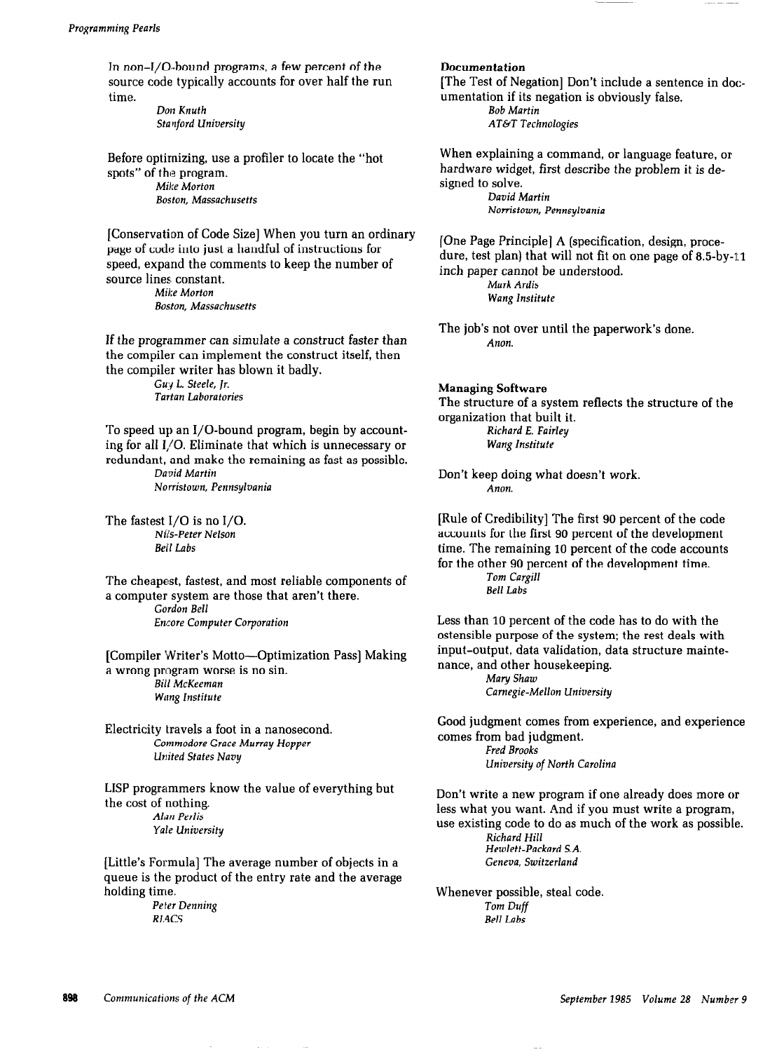In non–I/O-bound programs, a few percent of the source code typically accounts for over half the run time.

*Don Knuth*
*Stanford University*

Before optimizing, use a profiler to locate the "hot spots" of the program.

*Mike Morton*
*Boston, Massachusetts*

[Conservation of Code Size] When you turn an ordinary page of code into just a handful of instructions for speed, expand the comments to keep the number of source lines constant.

*Mike Morton*
*Boston, Massachusetts*

If the programmer can simulate a construct faster than the compiler can implement the construct itself, then the compiler writer has blown it badly.

*Guy L. Steele, Jr.*
*Tartan Laboratories*

To speed up an I/O-bound program, begin by accounting for all I/O. Eliminate that which is unnecessary or redundant, and make the remaining as fast as possible.

*David Martin*
*Norristown, Pennsylvania*

The fastest I/O is no I/O.

*Nils-Peter Nelson*
*Bell Labs*

The cheapest, fastest, and most reliable components of a computer system are those that aren't there.

*Gordon Bell*
*Encore Computer Corporation*

[Compiler Writer's Motto—Optimization Pass] Making a wrong program worse is no sin.

*Bill McKeeman*
*Wang Institute*

Electricity travels a foot in a nanosecond.

*Commodore Grace Murray Hopper*
*United States Navy*

LISP programmers know the value of everything but the cost of nothing.

*Alan Perlis*
*Yale University*

[Little's Formula] The average number of objects in a queue is the product of the entry rate and the average holding time.

*Peter Denning*
*RIACS*

**Documentation**

[The Test of Negation] Don't include a sentence in documentation if its negation is obviously false.

*Bob Martin*
*AT&T Technologies*

When explaining a command, or language feature, or hardware widget, first describe the problem it is designed to solve.

*David Martin*
*Norristown, Pennsylvania*

[One Page Principle] A (specification, design, procedure, test plan) that will not fit on one page of 8.5-by-11 inch paper cannot be understood.

*Mark Ardis*
*Wang Institute*

The job's not over until the paperwork's done.

*Anon.*

**Managing Software**

The structure of a system reflects the structure of the organization that built it.

*Richard E. Fairley*
*Wang Institute*

Don't keep doing what doesn't work.

*Anon.*

[Rule of Credibility] The first 90 percent of the code accounts for the first 90 percent of the development time. The remaining 10 percent of the code accounts for the other 90 percent of the development time.

*Tom Cargill*
*Bell Labs*

Less than 10 percent of the code has to do with the ostensible purpose of the system; the rest deals with input-output, data validation, data structure maintenance, and other housekeeping.

*Mary Shaw*
*Carnegie-Mellon University*

Good judgment comes from experience, and experience comes from bad judgment.

*Fred Brooks*
*University of North Carolina*

Don't write a new program if one already does more or less what you want. And if you must write a program, use existing code to do as much of the work as possible.

*Richard Hill*
*Hewlett-Packard S.A.*
*Geneva, Switzerland*

Whenever possible, steal code.

*Tom Duff*
*Bell Labs*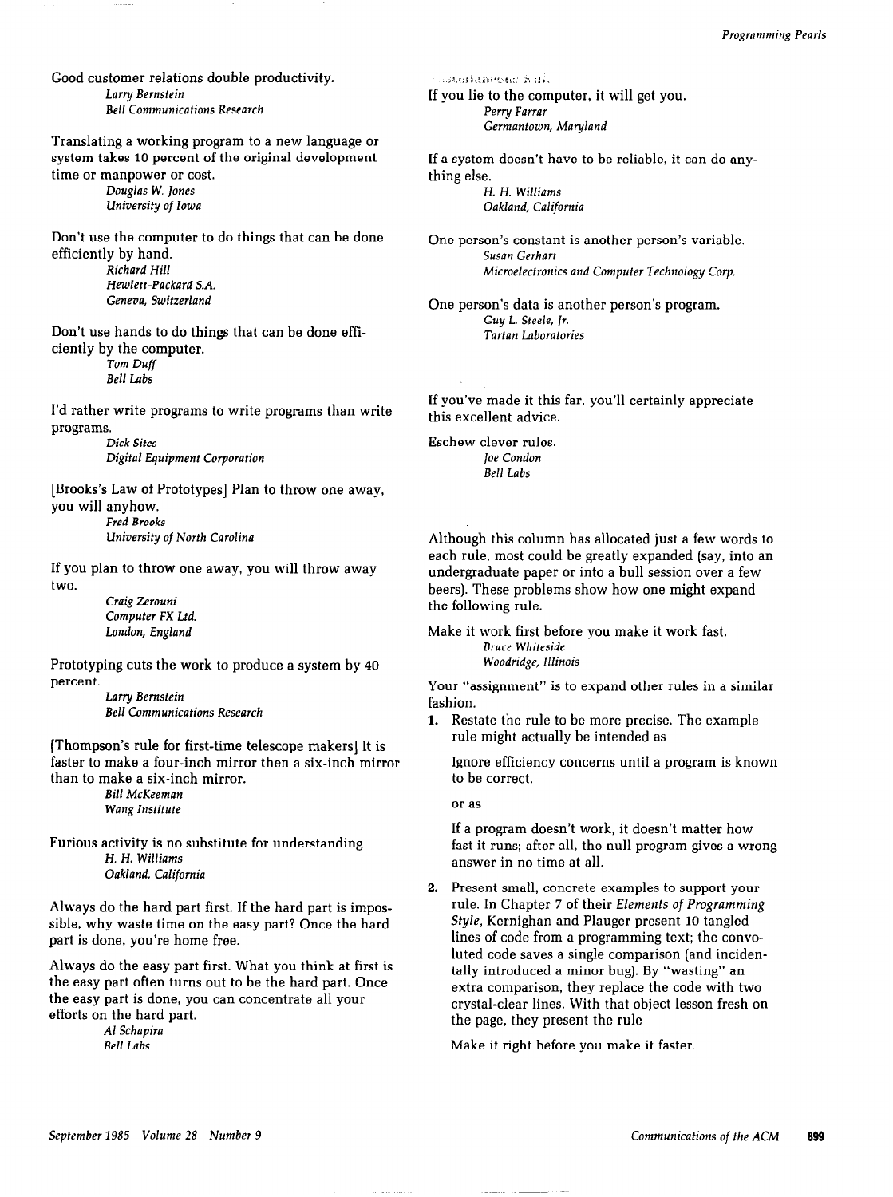Good customer relations double productivity.

*Larry Bernstein*
*Bell Communications Research*

Translating a working program to a new language or system takes 10 percent of the original development time or manpower or cost.

*Douglas W. Jones*
*University of Iowa*

Don't use the computer to do things that can be done efficiently by hand.

*Richard Hill*
*Hewlett-Packard S.A.*
*Geneva, Switzerland*

Don't use hands to do things that can be done efficiently by the computer.

*Tom Duff*
*Bell Labs*

I'd rather write programs to write programs than write programs.

*Dick Sites*
*Digital Equipment Corporation*

[Brooks's Law of Prototypes] Plan to throw one away, you will anyhow.

*Fred Brooks*
*University of North Carolina*

If you plan to throw one away, you will throw away two.

*Craig Zerouni*
*Computer FX Ltd.*
*London, England*

Prototyping cuts the work to produce a system by 40 percent.

*Larry Bernstein*
*Bell Communications Research*

[Thompson's rule for first-time telescope makers] It is faster to make a four-inch mirror then a six-inch mirror than to make a six-inch mirror.

*Bill McKeeman*
*Wang Institute*

Furious activity is no substitute for understanding.

*H. H. Williams*
*Oakland, California*

Always do the hard part first. If the hard part is impossible, why waste time on the easy part? Once the hard part is done, you're home free.

Always do the easy part first. What you think at first is the easy part often turns out to be the hard part. Once the easy part is done, you can concentrate all your efforts on the hard part.

*Al Schapira*
*Bell Labs*

If you lie to the computer, it will get you.

*Perry Farrar*
*Germantown, Maryland*

If a system doesn't have to be reliable, it can do anything else.

*H. H. Williams*
*Oakland, California*

One person's constant is another person's variable.

*Susan Gerhart*
*Microelectronics and Computer Technology Corp.*

One person's data is another person's program.

*Guy L. Steele, Jr.*
*Tartan Laboratories*

If you've made it this far, you'll certainly appreciate this excellent advice.

Eschew clever rules.

*Joe Condon*
*Bell Labs*

Although this column has allocated just a few words to each rule, most could be greatly expanded (say, into an undergraduate paper or into a bull session over a few beers). These problems show how one might expand the following rule.

Make it work first before you make it work fast.

*Bruce Whiteside*
*Woodridge, Illinois*

Your "assignment" is to expand other rules in a similar fashion.

1. Restate the rule to be more precise. The example rule might actually be intended as

   Ignore efficiency concerns until a program is known to be correct.

   or as

   If a program doesn't work, it doesn't matter how fast it runs; after all, the null program gives a wrong answer in no time at all.

2. Present small, concrete examples to support your rule. In Chapter 7 of their *Elements of Programming Style*, Kernighan and Plauger present 10 tangled lines of code from a programming text; the convoluted code saves a single comparison (and incidentally introduced a minor bug). By "wasting" an extra comparison, they replace the code with two crystal-clear lines. With that object lesson fresh on the page, they present the rule

   Make it right before you make it faster.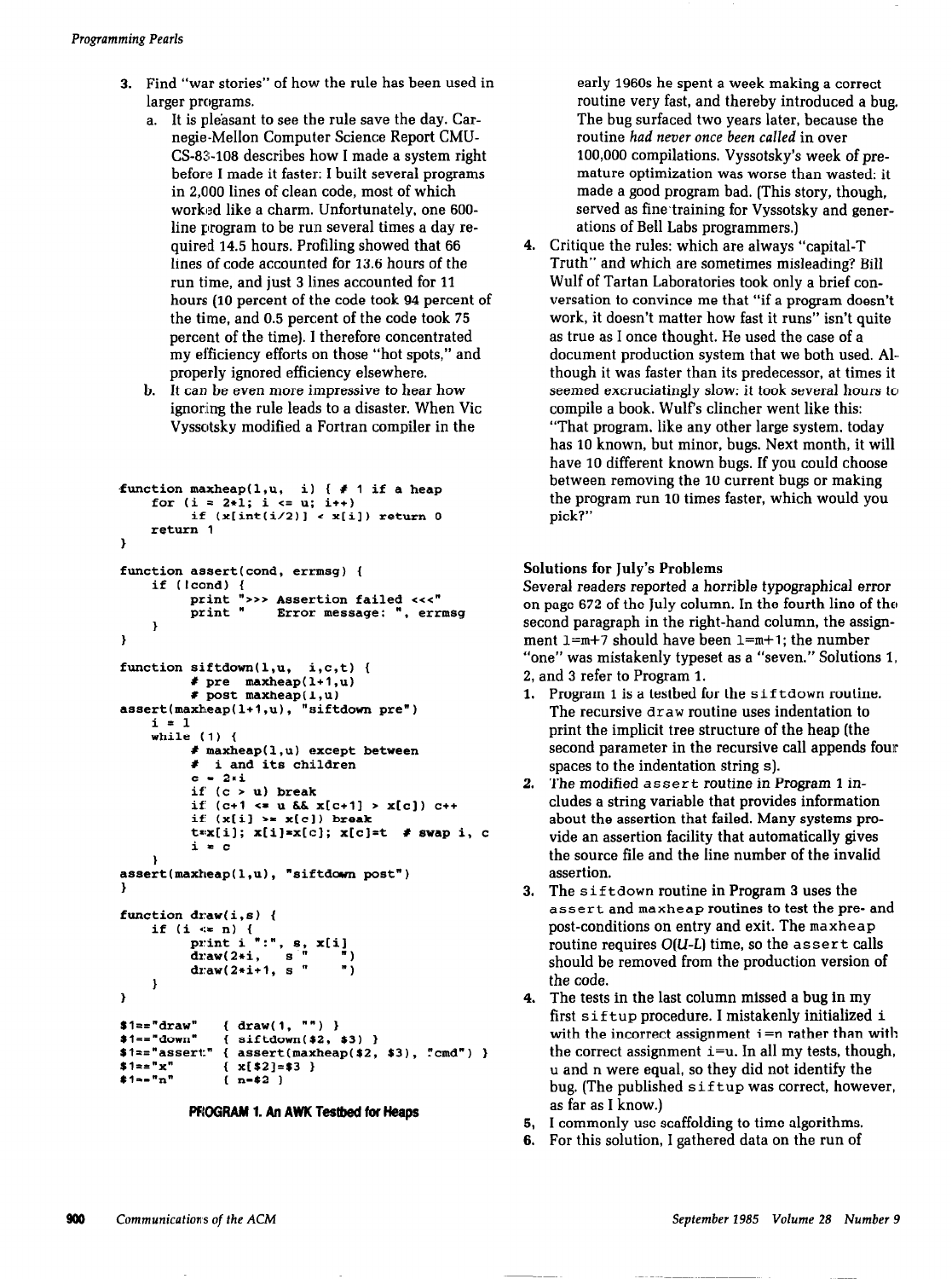3. Find "war stories" of how the rule has been used in larger programs.
   a. It is pleasant to see the rule save the day. Carnegie-Mellon Computer Science Report CMU-CS-83-108 describes how I made a system right before I made it faster: I built several programs in 2,000 lines of clean code, most of which worked like a charm. Unfortunately, one 600-line program to be run several times a day required 14.5 hours. Profiling showed that 66 lines of code accounted for 13.6 hours of the run time, and just 3 lines accounted for 11 hours (10 percent of the code took 94 percent of the time, and 0.5 percent of the code took 75 percent of the time). I therefore concentrated my efficiency efforts on those "hot spots," and properly ignored efficiency elsewhere.
   b. It can be even more impressive to hear how ignoring the rule leads to a disaster. When Vic Vyssotsky modified a Fortran compiler in the early 1960s he spent a week making a correct routine very fast, and thereby introduced a bug. The bug surfaced two years later, because the routine *had never once been called* in over 100,000 compilations. Vyssotsky's week of premature optimization was worse than wasted: it made a good program bad. (This story, though, served as fine training for Vyssotsky and generations of Bell Labs programmers.)
4. Critique the rules: which are always "capital-T Truth" and which are sometimes misleading? Bill Wulf of Tartan Laboratories took only a brief conversation to convince me that "if a program doesn't work, it doesn't matter how fast it runs" isn't quite as true as I once thought. He used the case of a document production system that we both used. Although it was faster than its predecessor, at times it seemed excruciatingly slow: it took several hours to compile a book. Wulf's clincher went like this: "That program, like any other large system, today has 10 known, but minor, bugs. Next month, it will have 10 different known bugs. If you could choose between removing the 10 current bugs or making the program run 10 times faster, which would you pick?"

```
function maxheap(l,u,  i) { # 1 if a heap
    for (i = 2*l; i <= u; i++)
        if (x[int(i/2)] < x[i]) return 0
    return 1
}

function assert(cond, errmsg) {
    if (!cond) {
        print ">>> Assertion failed <<<"
        print "    Error message: ", errmsg
    }
}

function siftdown(l,u,  i,c,t) {
        # pre  maxheap(l+1,u)
        # post maxheap(l,u)
assert(maxheap(l+1,u), "siftdown pre")
    i = l
    while (1) {
        # maxheap(l,u) except between
        #  i and its children
        c = 2*i
        if (c > u) break
        if (c+1 <= u && x[c+1] > x[c]) c++
        if (x[i] >= x[c]) break
        t=x[i]; x[i]=x[c]; x[c]=t  # swap i, c
        i = c
    }
assert(maxheap(l,u), "siftdown post")
}

function draw(i,s) {
    if (i <= n) {
        print i ":", s, x[i]
        draw(2*i,   s "    ")
        draw(2*i+1, s "    ")
    }
}

$1=="draw"    { draw(1, "") }
$1=="down"    { siftdown($2, $3) }
$1=="assert"  { assert(maxheap($2, $3), "cmd") }
$1=="x"       { x[$2]=$3 }
$1=="n"       { n=$2 }
```

**PROGRAM 1. An AWK Testbed for Heaps**

## Solutions for July's Problems

Several readers reported a horrible typographical error on page 672 of the July column. In the fourth line of the second paragraph in the right-hand column, the assignment `l=m+7` should have been `l=m+1`; the number "one" was mistakenly typeset as a "seven." Solutions 1, 2, and 3 refer to Program 1.

1. Program 1 is a testbed for the `siftdown` routine. The recursive `draw` routine uses indentation to print the implicit tree structure of the heap (the second parameter in the recursive call appends four spaces to the indentation string s).
2. The modified `assert` routine in Program 1 includes a string variable that provides information about the assertion that failed. Many systems provide an assertion facility that automatically gives the source file and the line number of the invalid assertion.
3. The `siftdown` routine in Program 3 uses the `assert` and `maxheap` routines to test the pre- and post-conditions on entry and exit. The `maxheap` routine requires $O(U-L)$ time, so the `assert` calls should be removed from the production version of the code.
4. The tests in the last column missed a bug in my first `siftup` procedure. I mistakenly initialized `i` with the incorrect assignment `i=n` rather than with the correct assignment `i=u`. In all my tests, though, `u` and `n` were equal, so they did not identify the bug. (The published `siftup` was correct, however, as far as I know.)
5. I commonly use scaffolding to time algorithms.
6. For this solution, I gathered data on the run of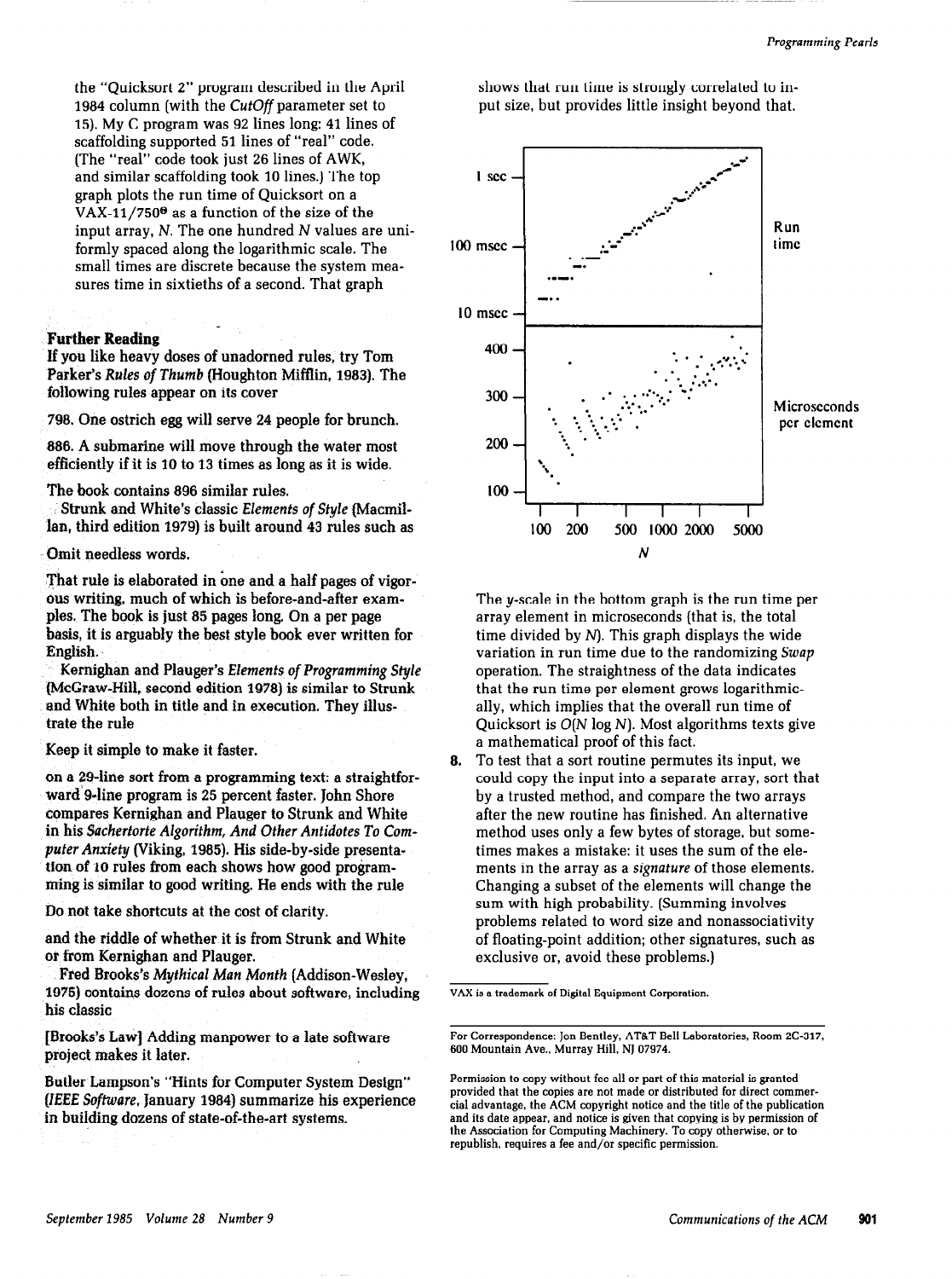the "Quicksort 2" program described in the April 1984 column (with the *CutOff* parameter set to 15). My C program was 92 lines long: 41 lines of scaffolding supported 51 lines of "real" code. (The "real" code took just 26 lines of AWK, and similar scaffolding took 10 lines.) The top graph plots the run time of Quicksort on a VAX-11/750® as a function of the size of the input array, $N$. The one hundred $N$ values are uniformly spaced along the logarithmic scale. The small times are discrete because the system measures time in sixtieths of a second. That graph shows that run time is strongly correlated to input size, but provides little insight beyond that.

1 sec
100 msec
10 msec
Run time
400
300
200
100
Microseconds per element
100 200 500 1000 2000 5000
N

The $y$-scale in the bottom graph is the run time per array element in microseconds (that is, the total time divided by $N$). This graph displays the wide variation in run time due to the randomizing *Swap* operation. The straightness of the data indicates that the run time per element grows logarithmically, which implies that the overall run time of Quicksort is $O(N \log N)$. Most algorithms texts give a mathematical proof of this fact.

8. To test that a sort routine permutes its input, we could copy the input into a separate array, sort that by a trusted method, and compare the two arrays after the new routine has finished. An alternative method uses only a few bytes of storage, but sometimes makes a mistake: it uses the sum of the elements in the array as a *signature* of those elements. Changing a subset of the elements will change the sum with high probability. (Summing involves problems related to word size and nonassociativity of floating-point addition; other signatures, such as exclusive or, avoid these problems.)

## Further Reading

If you like heavy doses of unadorned rules, try Tom Parker's *Rules of Thumb* (Houghton Mifflin, 1983). The following rules appear on its cover

798. One ostrich egg will serve 24 people for brunch.

886. A submarine will move through the water most efficiently if it is 10 to 13 times as long as it is wide.

The book contains 896 similar rules.

Strunk and White's classic *Elements of Style* (Macmillan, third edition 1979) is built around 43 rules such as

Omit needless words.

That rule is elaborated in one and a half pages of vigorous writing, much of which is before-and-after examples. The book is just 85 pages long. On a per page basis, it is arguably the best style book ever written for English.

Kernighan and Plauger's *Elements of Programming Style* (McGraw-Hill, second edition 1978) is similar to Strunk and White both in title and in execution. They illustrate the rule

Keep it simple to make it faster.

on a 29-line sort from a programming text: a straightforward 9-line program is 25 percent faster. John Shore compares Kernighan and Plauger to Strunk and White in his *Sachertorte Algorithm, And Other Antidotes To Computer Anxiety* (Viking, 1985). His side-by-side presentation of 10 rules from each shows how good programming is similar to good writing. He ends with the rule

Do not take shortcuts at the cost of clarity.

and the riddle of whether it is from Strunk and White or from Kernighan and Plauger.

Fred Brooks's *Mythical Man Month* (Addison-Wesley, 1975) contains dozens of rules about software, including his classic

[Brooks's Law] Adding manpower to a late software project makes it later.

Butler Lampson's "Hints for Computer System Design" (*IEEE Software*, January 1984) summarize his experience in building dozens of state-of-the-art systems.

VAX is a trademark of Digital Equipment Corporation.

For Correspondence: Jon Bentley, AT&T Bell Laboratories, Room 2C-317, 600 Mountain Ave., Murray Hill, NJ 07974.

Permission to copy without fee all or part of this material is granted provided that the copies are not made or distributed for direct commercial advantage, the ACM copyright notice and the title of the publication and its date appear, and notice is given that copying is by permission of the Association for Computing Machinery. To copy otherwise, or to republish, requires a fee and/or specific permission.